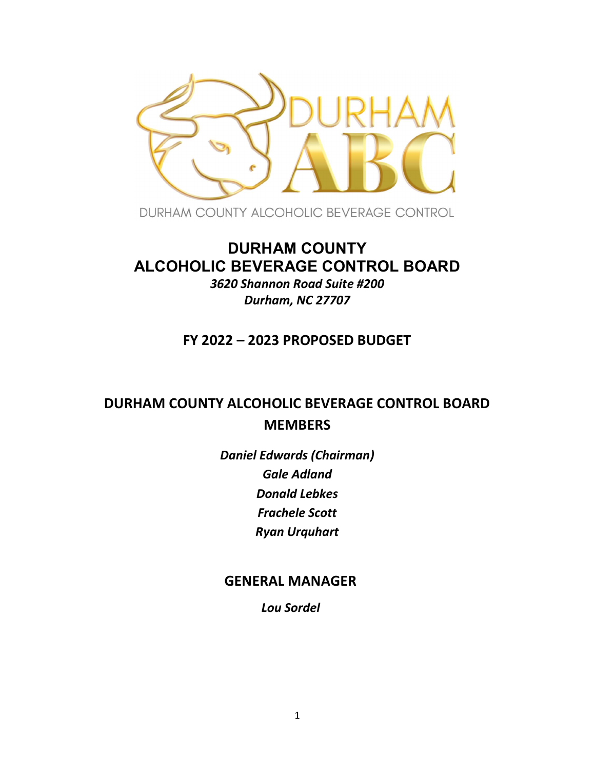DURHAM ABC

DURHAM COUNTY ALCOHOLIC BEVERAGE CONTROL

# DURHAM COUNTY ALCOHOLIC BEVERAGE CONTROL BOARD

*3620 Shannon Road Suite #200*
*Durham, NC 27707*

## FY 2022 – 2023 PROPOSED BUDGET

## DURHAM COUNTY ALCOHOLIC BEVERAGE CONTROL BOARD MEMBERS

*Daniel Edwards (Chairman)*
*Gale Adland*
*Donald Lebkes*
*Frachele Scott*
*Ryan Urquhart*

## GENERAL MANAGER

*Lou Sordel*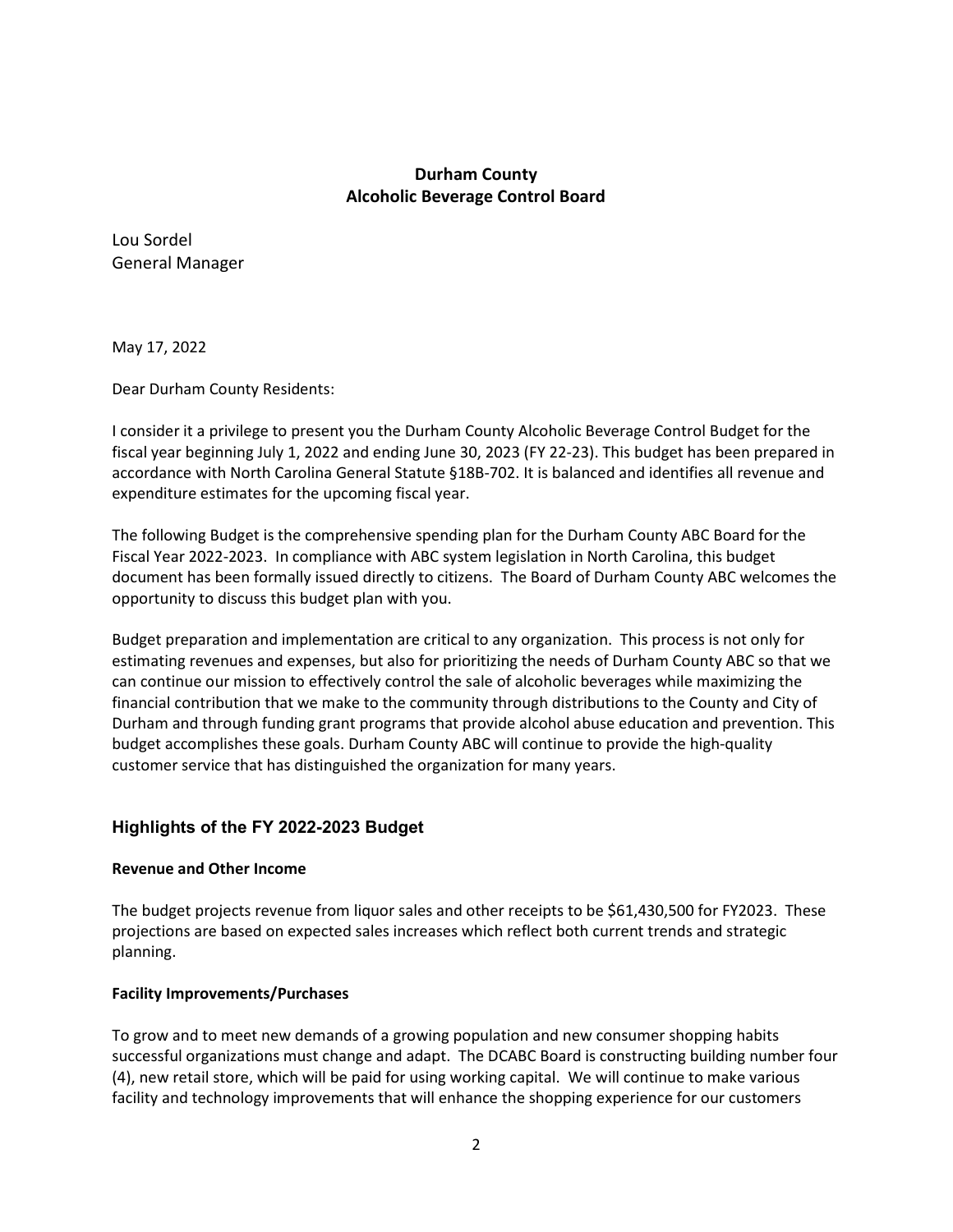**Durham County**
**Alcoholic Beverage Control Board**

Lou Sordel
General Manager

May 17, 2022

Dear Durham County Residents:

I consider it a privilege to present you the Durham County Alcoholic Beverage Control Budget for the fiscal year beginning July 1, 2022 and ending June 30, 2023 (FY 22-23). This budget has been prepared in accordance with North Carolina General Statute §18B-702. It is balanced and identifies all revenue and expenditure estimates for the upcoming fiscal year.

The following Budget is the comprehensive spending plan for the Durham County ABC Board for the Fiscal Year 2022-2023. In compliance with ABC system legislation in North Carolina, this budget document has been formally issued directly to citizens. The Board of Durham County ABC welcomes the opportunity to discuss this budget plan with you.

Budget preparation and implementation are critical to any organization. This process is not only for estimating revenues and expenses, but also for prioritizing the needs of Durham County ABC so that we can continue our mission to effectively control the sale of alcoholic beverages while maximizing the financial contribution that we make to the community through distributions to the County and City of Durham and through funding grant programs that provide alcohol abuse education and prevention. This budget accomplishes these goals. Durham County ABC will continue to provide the high-quality customer service that has distinguished the organization for many years.

## Highlights of the FY 2022-2023 Budget

**Revenue and Other Income**

The budget projects revenue from liquor sales and other receipts to be $61,430,500 for FY2023. These projections are based on expected sales increases which reflect both current trends and strategic planning.

**Facility Improvements/Purchases**

To grow and to meet new demands of a growing population and new consumer shopping habits successful organizations must change and adapt. The DCABC Board is constructing building number four (4), new retail store, which will be paid for using working capital. We will continue to make various facility and technology improvements that will enhance the shopping experience for our customers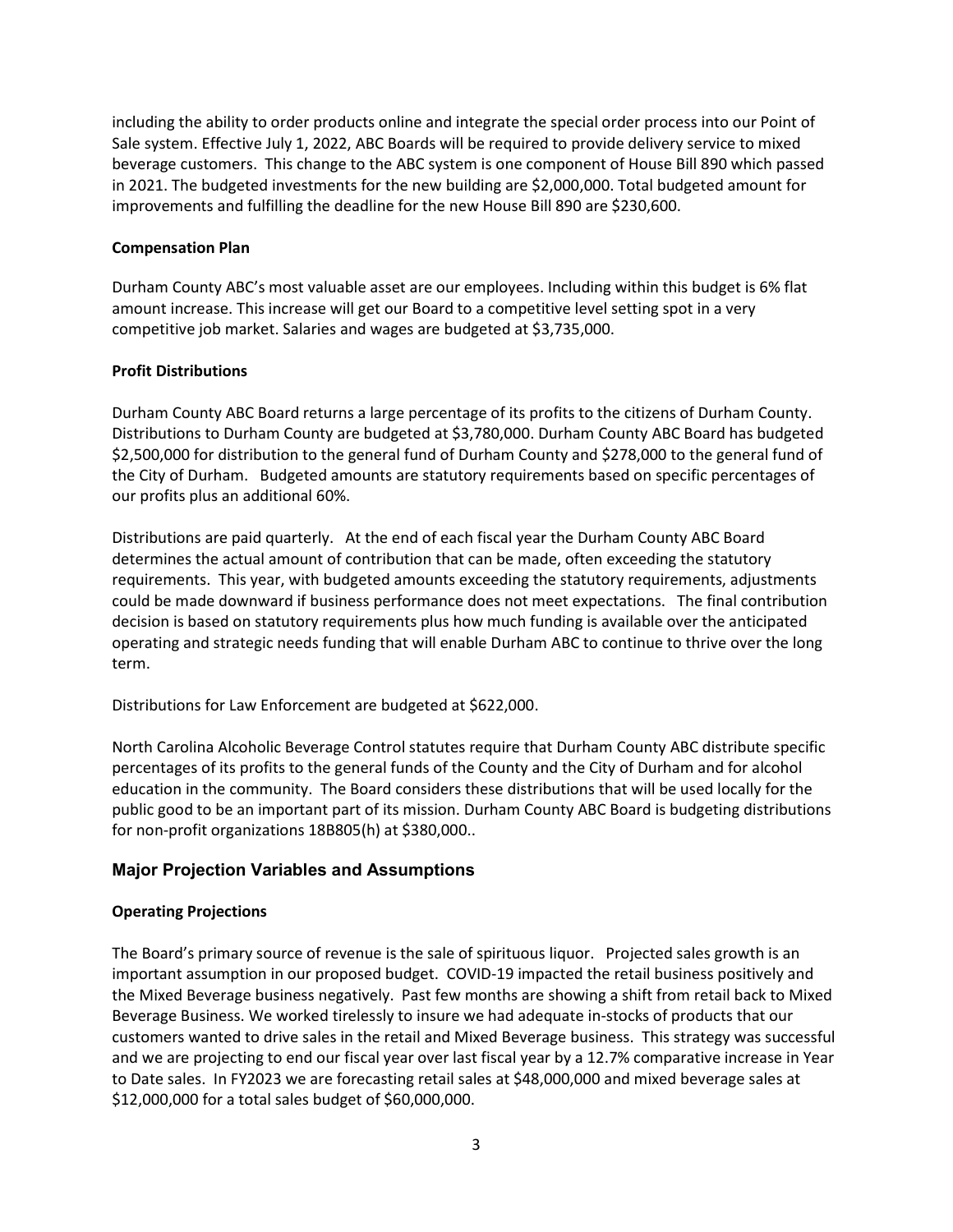including the ability to order products online and integrate the special order process into our Point of Sale system. Effective July 1, 2022, ABC Boards will be required to provide delivery service to mixed beverage customers. This change to the ABC system is one component of House Bill 890 which passed in 2021. The budgeted investments for the new building are $2,000,000. Total budgeted amount for improvements and fulfilling the deadline for the new House Bill 890 are $230,600.

**Compensation Plan**

Durham County ABC's most valuable asset are our employees. Including within this budget is 6% flat amount increase. This increase will get our Board to a competitive level setting spot in a very competitive job market. Salaries and wages are budgeted at $3,735,000.

**Profit Distributions**

Durham County ABC Board returns a large percentage of its profits to the citizens of Durham County. Distributions to Durham County are budgeted at $3,780,000. Durham County ABC Board has budgeted $2,500,000 for distribution to the general fund of Durham County and $278,000 to the general fund of the City of Durham. Budgeted amounts are statutory requirements based on specific percentages of our profits plus an additional 60%.

Distributions are paid quarterly. At the end of each fiscal year the Durham County ABC Board determines the actual amount of contribution that can be made, often exceeding the statutory requirements. This year, with budgeted amounts exceeding the statutory requirements, adjustments could be made downward if business performance does not meet expectations. The final contribution decision is based on statutory requirements plus how much funding is available over the anticipated operating and strategic needs funding that will enable Durham ABC to continue to thrive over the long term.

Distributions for Law Enforcement are budgeted at $622,000.

North Carolina Alcoholic Beverage Control statutes require that Durham County ABC distribute specific percentages of its profits to the general funds of the County and the City of Durham and for alcohol education in the community. The Board considers these distributions that will be used locally for the public good to be an important part of its mission. Durham County ABC Board is budgeting distributions for non-profit organizations 18B805(h) at $380,000..

## Major Projection Variables and Assumptions

**Operating Projections**

The Board's primary source of revenue is the sale of spirituous liquor. Projected sales growth is an important assumption in our proposed budget. COVID-19 impacted the retail business positively and the Mixed Beverage business negatively. Past few months are showing a shift from retail back to Mixed Beverage Business. We worked tirelessly to insure we had adequate in-stocks of products that our customers wanted to drive sales in the retail and Mixed Beverage business. This strategy was successful and we are projecting to end our fiscal year over last fiscal year by a 12.7% comparative increase in Year to Date sales. In FY2023 we are forecasting retail sales at $48,000,000 and mixed beverage sales at $12,000,000 for a total sales budget of $60,000,000.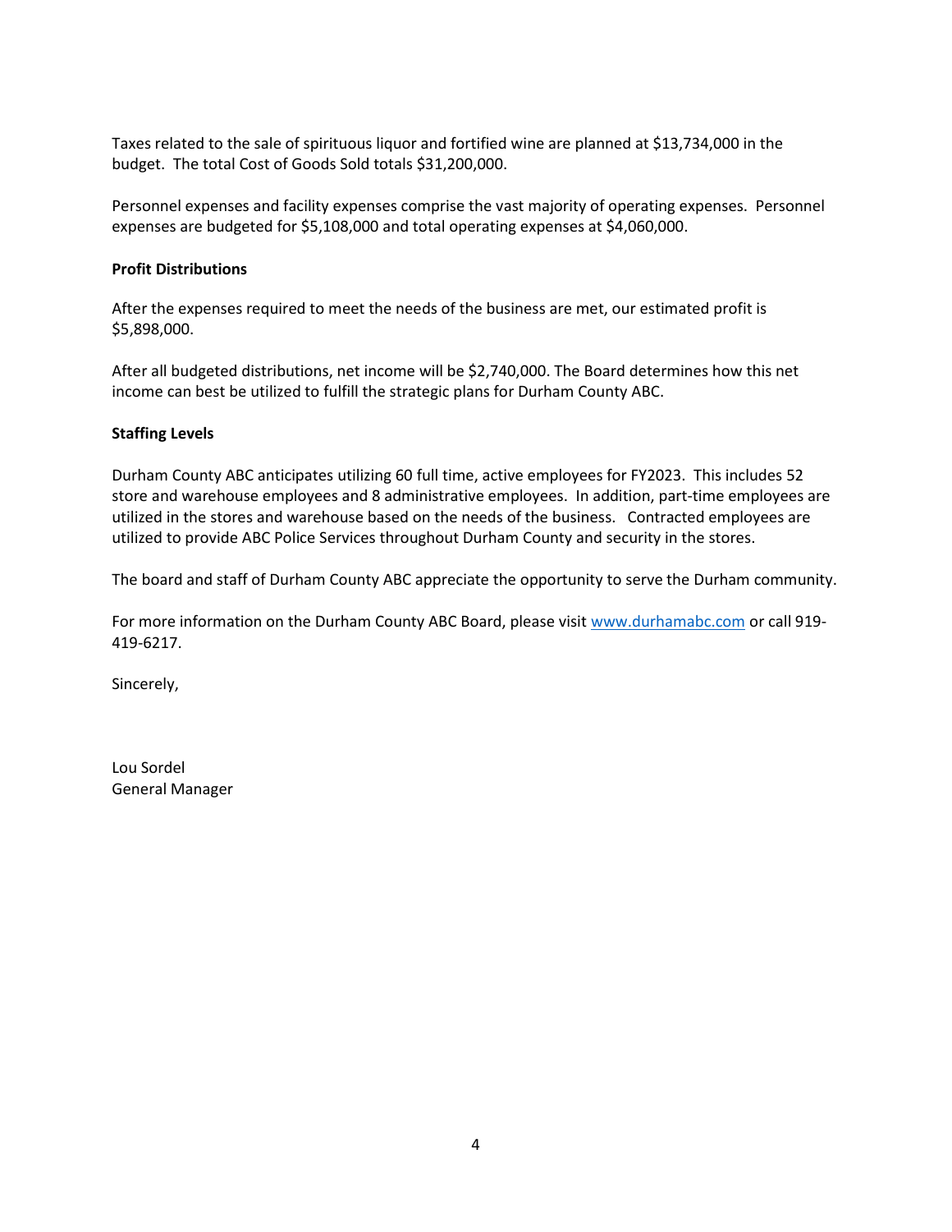Taxes related to the sale of spirituous liquor and fortified wine are planned at $13,734,000 in the budget. The total Cost of Goods Sold totals $31,200,000.

Personnel expenses and facility expenses comprise the vast majority of operating expenses. Personnel expenses are budgeted for $5,108,000 and total operating expenses at $4,060,000.

**Profit Distributions**

After the expenses required to meet the needs of the business are met, our estimated profit is $5,898,000.

After all budgeted distributions, net income will be $2,740,000. The Board determines how this net income can best be utilized to fulfill the strategic plans for Durham County ABC.

**Staffing Levels**

Durham County ABC anticipates utilizing 60 full time, active employees for FY2023. This includes 52 store and warehouse employees and 8 administrative employees. In addition, part-time employees are utilized in the stores and warehouse based on the needs of the business. Contracted employees are utilized to provide ABC Police Services throughout Durham County and security in the stores.

The board and staff of Durham County ABC appreciate the opportunity to serve the Durham community.

For more information on the Durham County ABC Board, please visit [www.durhamabc.com](http://www.durhamabc.com) or call 919-419-6217.

Sincerely,

Lou Sordel
General Manager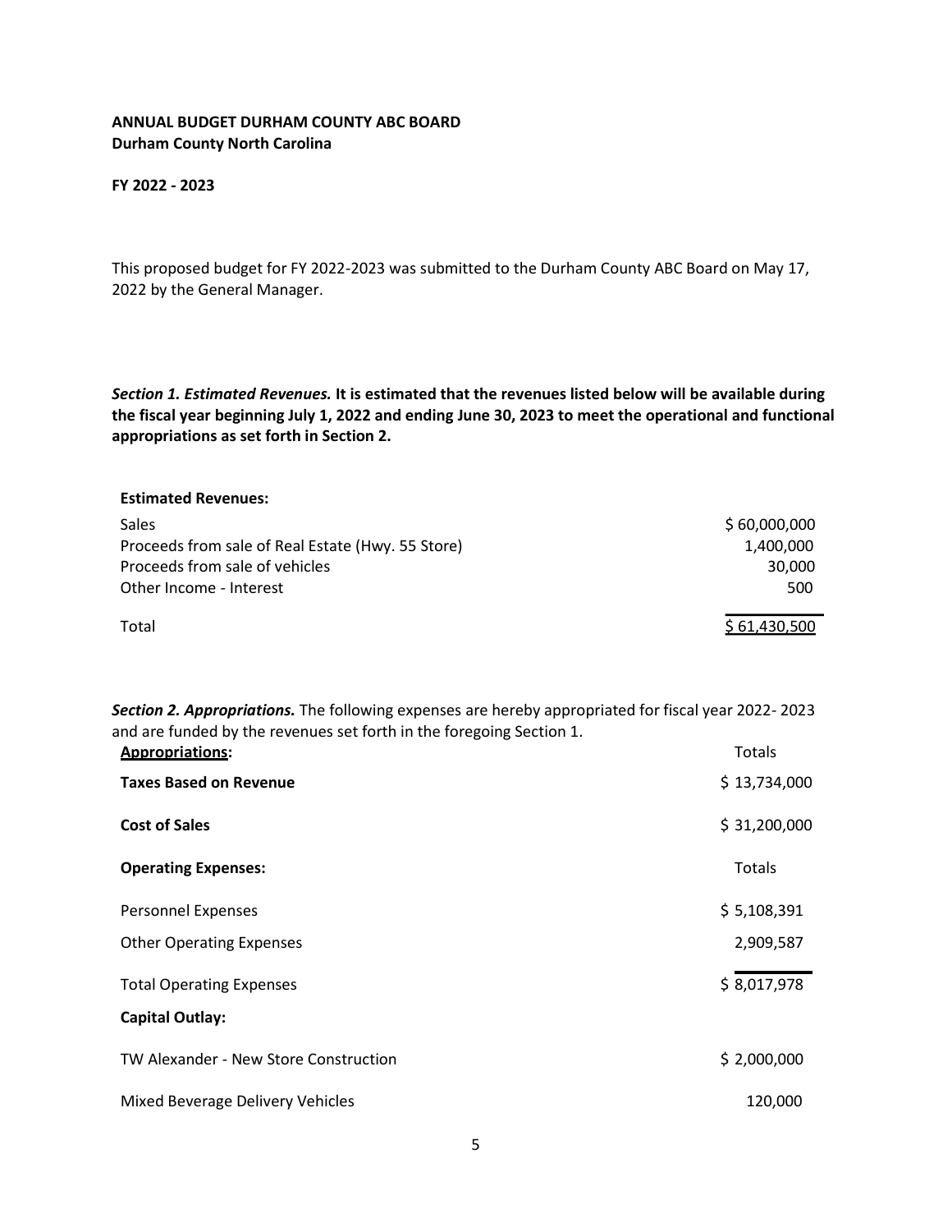**ANNUAL BUDGET DURHAM COUNTY ABC BOARD**
**Durham County North Carolina**

**FY 2022 - 2023**

This proposed budget for FY 2022-2023 was submitted to the Durham County ABC Board on May 17, 2022 by the General Manager.

***Section 1. Estimated Revenues.*** **It is estimated that the revenues listed below will be available during the fiscal year beginning July 1, 2022 and ending June 30, 2023 to meet the operational and functional appropriations as set forth in Section 2.**

| **Estimated Revenues:** | |
|---|---|
| Sales | $ 60,000,000 |
| Proceeds from sale of Real Estate (Hwy. 55 Store) | 1,400,000 |
| Proceeds from sale of vehicles | 30,000 |
| Other Income - Interest | 500 |
| Total | $ 61,430,500 |

***Section 2. Appropriations.*** The following expenses are hereby appropriated for fiscal year 2022- 2023 and are funded by the revenues set forth in the foregoing Section 1.

| **Appropriations:** | Totals |
|---|---|
| **Taxes Based on Revenue** | $ 13,734,000 |
| **Cost of Sales** | $ 31,200,000 |
| **Operating Expenses:** | Totals |
| Personnel Expenses | $ 5,108,391 |
| Other Operating Expenses | 2,909,587 |
| Total Operating Expenses | $ 8,017,978 |
| **Capital Outlay:** | |
| TW Alexander - New Store Construction | $ 2,000,000 |
| Mixed Beverage Delivery Vehicles | 120,000 |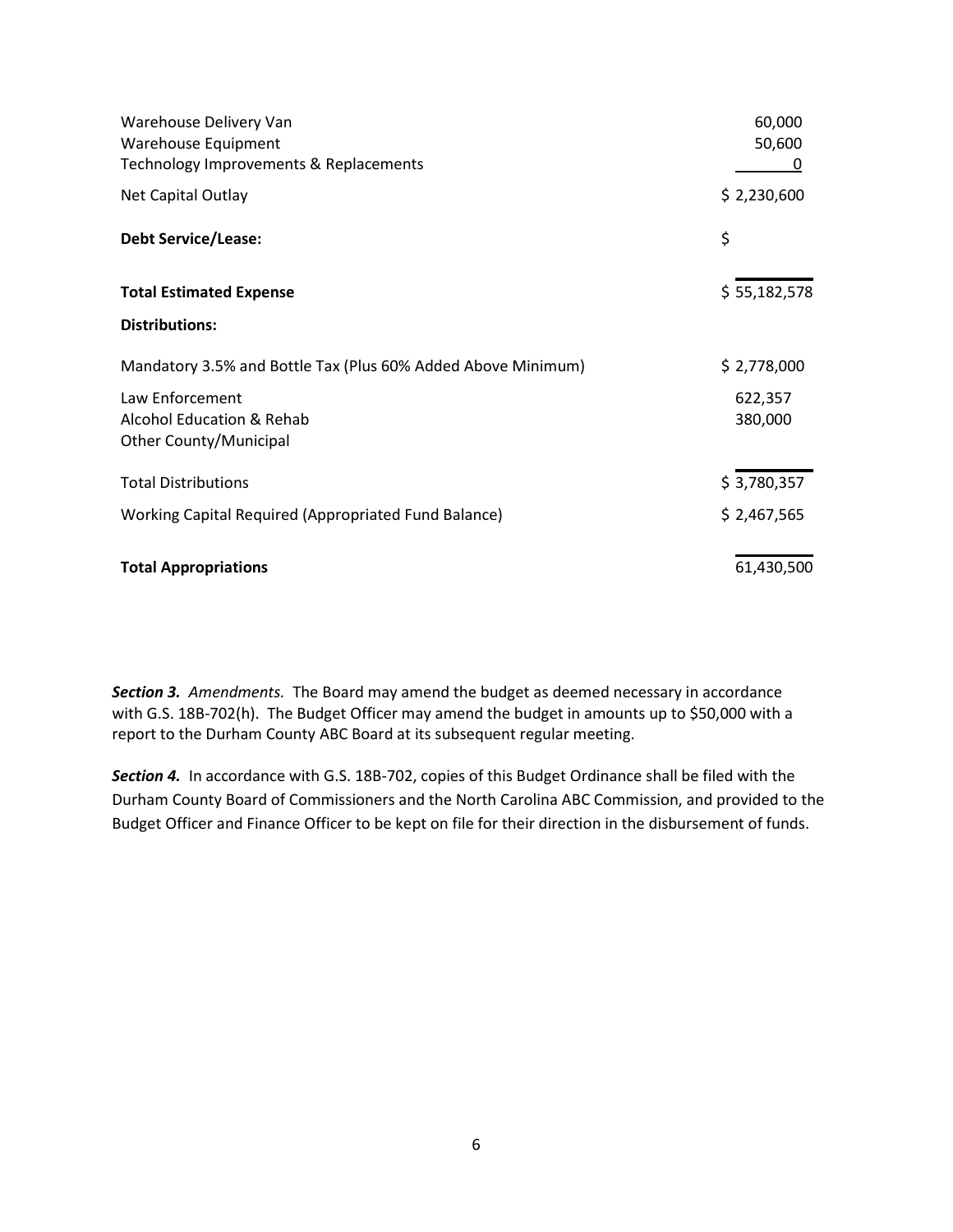| | |
|---|---|
| Warehouse Delivery Van | 60,000 |
| Warehouse Equipment | 50,600 |
| Technology Improvements & Replacements | 0 |
| Net Capital Outlay | $ 2,230,600 |
| **Debt Service/Lease:** | $ |
| **Total Estimated Expense** | $ 55,182,578 |
| **Distributions:** | |
| Mandatory 3.5% and Bottle Tax (Plus 60% Added Above Minimum) | $ 2,778,000 |
| Law Enforcement | 622,357 |
| Alcohol Education & Rehab | 380,000 |
| Other County/Municipal | |
| Total Distributions | $ 3,780,357 |
| Working Capital Required (Appropriated Fund Balance) | $ 2,467,565 |
| **Total Appropriations** | 61,430,500 |

***Section 3.*** *Amendments.* The Board may amend the budget as deemed necessary in accordance with G.S. 18B-702(h). The Budget Officer may amend the budget in amounts up to $50,000 with a report to the Durham County ABC Board at its subsequent regular meeting.

***Section 4.*** In accordance with G.S. 18B-702, copies of this Budget Ordinance shall be filed with the Durham County Board of Commissioners and the North Carolina ABC Commission, and provided to the Budget Officer and Finance Officer to be kept on file for their direction in the disbursement of funds.